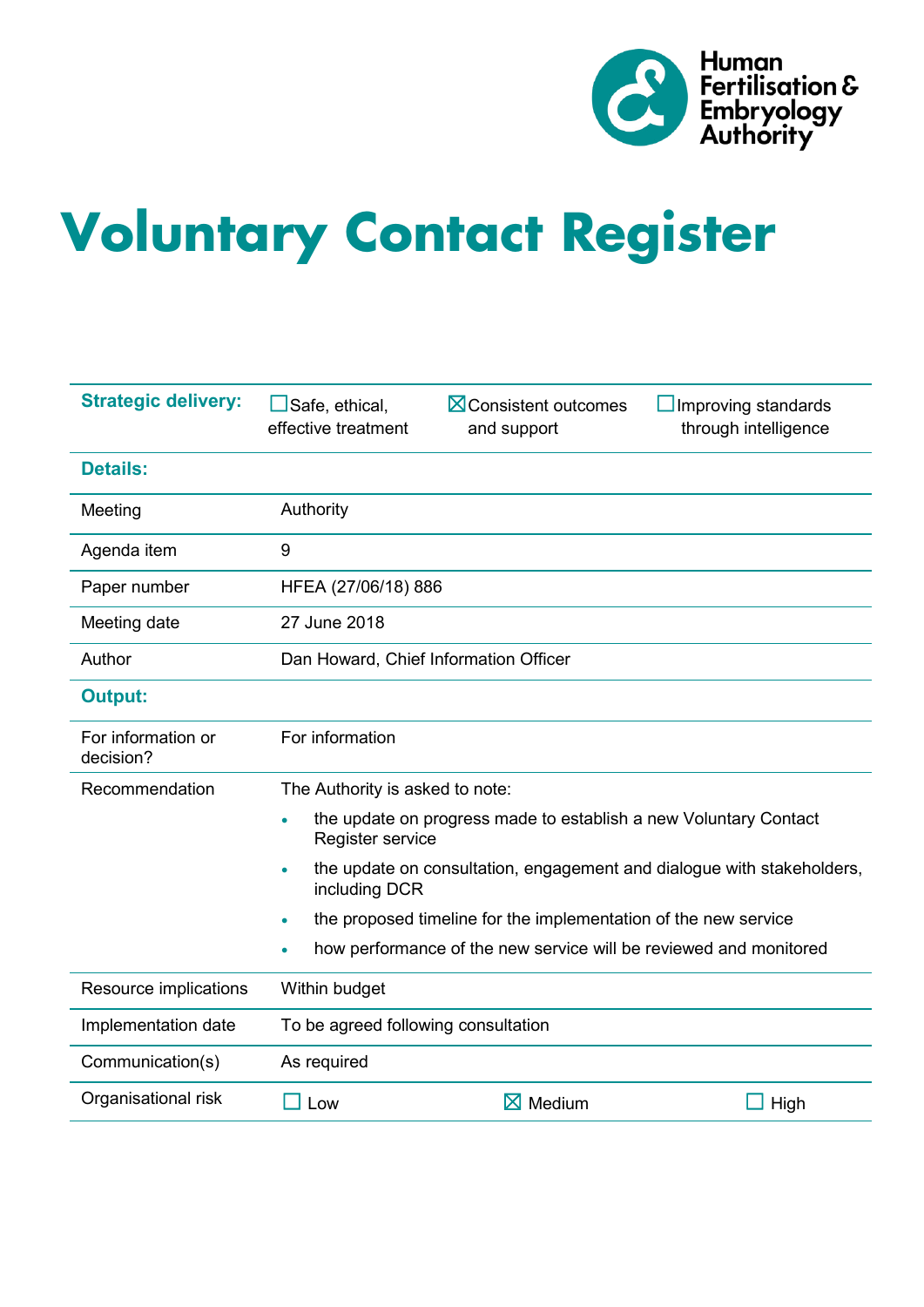Human Fertilisation & Embryology Authority

# Voluntary Contact Register

| Strategic delivery: | ☐ Safe, ethical, effective treatment | ☒ Consistent outcomes and support | ☐ Improving standards through intelligence |
|---|---|---|---|
| **Details:** | | | |
| Meeting | Authority | | |
| Agenda item | 9 | | |
| Paper number | HFEA (27/06/18) 886 | | |
| Meeting date | 27 June 2018 | | |
| Author | Dan Howard, Chief Information Officer | | |
| **Output:** | | | |
| For information or decision? | For information | | |
| Recommendation | The Authority is asked to note:<br>• the update on progress made to establish a new Voluntary Contact Register service<br>• the update on consultation, engagement and dialogue with stakeholders, including DCR<br>• the proposed timeline for the implementation of the new service<br>• how performance of the new service will be reviewed and monitored | | |
| Resource implications | Within budget | | |
| Implementation date | To be agreed following consultation | | |
| Communication(s) | As required | | |
| Organisational risk | ☐ Low | ☒ Medium | ☐ High |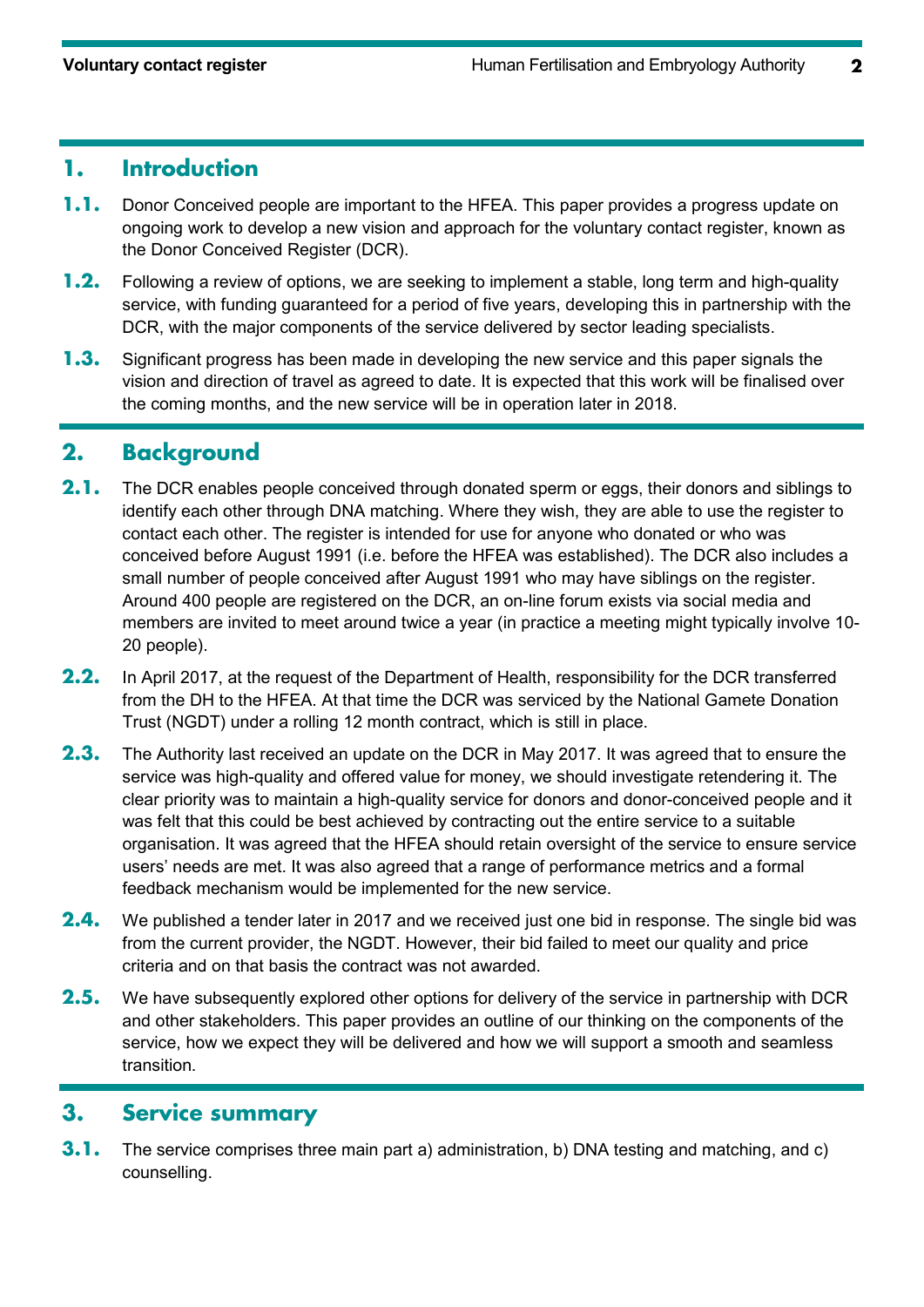## 1. Introduction

**1.1.** Donor Conceived people are important to the HFEA. This paper provides a progress update on ongoing work to develop a new vision and approach for the voluntary contact register, known as the Donor Conceived Register (DCR).

**1.2.** Following a review of options, we are seeking to implement a stable, long term and high-quality service, with funding guaranteed for a period of five years, developing this in partnership with the DCR, with the major components of the service delivered by sector leading specialists.

**1.3.** Significant progress has been made in developing the new service and this paper signals the vision and direction of travel as agreed to date. It is expected that this work will be finalised over the coming months, and the new service will be in operation later in 2018.

## 2. Background

**2.1.** The DCR enables people conceived through donated sperm or eggs, their donors and siblings to identify each other through DNA matching. Where they wish, they are able to use the register to contact each other. The register is intended for use for anyone who donated or who was conceived before August 1991 (i.e. before the HFEA was established). The DCR also includes a small number of people conceived after August 1991 who may have siblings on the register. Around 400 people are registered on the DCR, an on-line forum exists via social media and members are invited to meet around twice a year (in practice a meeting might typically involve 10-20 people).

**2.2.** In April 2017, at the request of the Department of Health, responsibility for the DCR transferred from the DH to the HFEA. At that time the DCR was serviced by the National Gamete Donation Trust (NGDT) under a rolling 12 month contract, which is still in place.

**2.3.** The Authority last received an update on the DCR in May 2017. It was agreed that to ensure the service was high-quality and offered value for money, we should investigate retendering it. The clear priority was to maintain a high-quality service for donors and donor-conceived people and it was felt that this could be best achieved by contracting out the entire service to a suitable organisation. It was agreed that the HFEA should retain oversight of the service to ensure service users' needs are met. It was also agreed that a range of performance metrics and a formal feedback mechanism would be implemented for the new service.

**2.4.** We published a tender later in 2017 and we received just one bid in response. The single bid was from the current provider, the NGDT. However, their bid failed to meet our quality and price criteria and on that basis the contract was not awarded.

**2.5.** We have subsequently explored other options for delivery of the service in partnership with DCR and other stakeholders. This paper provides an outline of our thinking on the components of the service, how we expect they will be delivered and how we will support a smooth and seamless transition.

## 3. Service summary

**3.1.** The service comprises three main part a) administration, b) DNA testing and matching, and c) counselling.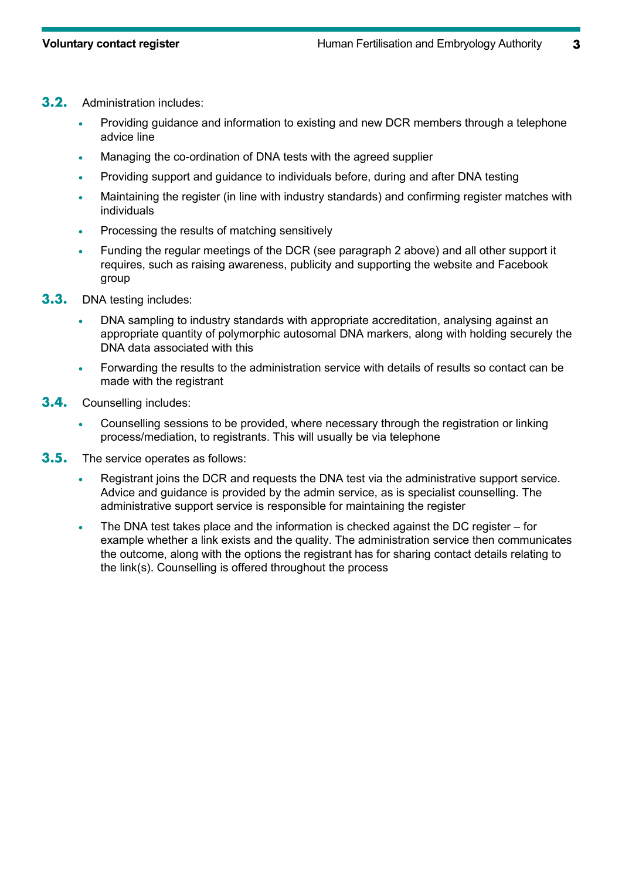**3.2.** Administration includes:

- Providing guidance and information to existing and new DCR members through a telephone advice line
- Managing the co-ordination of DNA tests with the agreed supplier
- Providing support and guidance to individuals before, during and after DNA testing
- Maintaining the register (in line with industry standards) and confirming register matches with individuals
- Processing the results of matching sensitively
- Funding the regular meetings of the DCR (see paragraph 2 above) and all other support it requires, such as raising awareness, publicity and supporting the website and Facebook group

**3.3.** DNA testing includes:

- DNA sampling to industry standards with appropriate accreditation, analysing against an appropriate quantity of polymorphic autosomal DNA markers, along with holding securely the DNA data associated with this
- Forwarding the results to the administration service with details of results so contact can be made with the registrant

**3.4.** Counselling includes:

- Counselling sessions to be provided, where necessary through the registration or linking process/mediation, to registrants. This will usually be via telephone

**3.5.** The service operates as follows:

- Registrant joins the DCR and requests the DNA test via the administrative support service. Advice and guidance is provided by the admin service, as is specialist counselling. The administrative support service is responsible for maintaining the register
- The DNA test takes place and the information is checked against the DC register – for example whether a link exists and the quality. The administration service then communicates the outcome, along with the options the registrant has for sharing contact details relating to the link(s). Counselling is offered throughout the process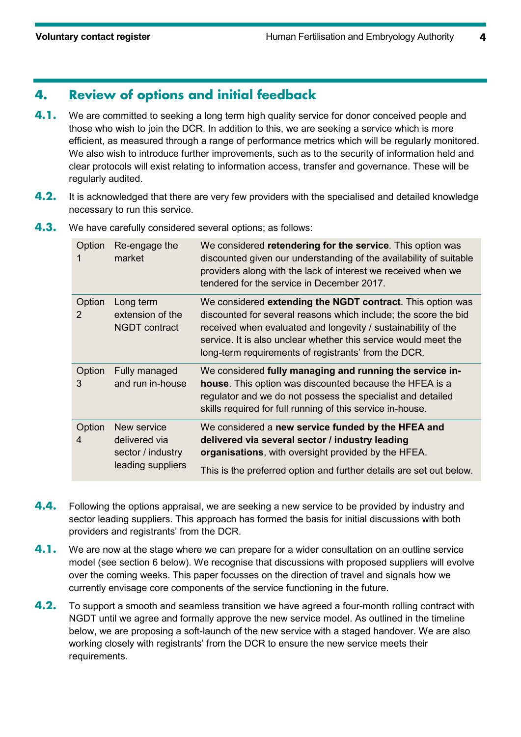## 4. Review of options and initial feedback

**4.1.** We are committed to seeking a long term high quality service for donor conceived people and those who wish to join the DCR. In addition to this, we are seeking a service which is more efficient, as measured through a range of performance metrics which will be regularly monitored. We also wish to introduce further improvements, such as to the security of information held and clear protocols will exist relating to information access, transfer and governance. These will be regularly audited.

**4.2.** It is acknowledged that there are very few providers with the specialised and detailed knowledge necessary to run this service.

**4.3.** We have carefully considered several options; as follows:

| | | |
|---|---|---|
| Option 1 | Re-engage the market | We considered **retendering for the service**. This option was discounted given our understanding of the availability of suitable providers along with the lack of interest we received when we tendered for the service in December 2017. |
| Option 2 | Long term extension of the NGDT contract | We considered **extending the NGDT contract**. This option was discounted for several reasons which include; the score the bid received when evaluated and longevity / sustainability of the service. It is also unclear whether this service would meet the long-term requirements of registrants' from the DCR. |
| Option 3 | Fully managed and run in-house | We considered **fully managing and running the service in-house**. This option was discounted because the HFEA is a regulator and we do not possess the specialist and detailed skills required for full running of this service in-house. |
| Option 4 | New service delivered via sector / industry leading suppliers | We considered a **new service funded by the HFEA and delivered via several sector / industry leading organisations**, with oversight provided by the HFEA.<br><br>This is the preferred option and further details are set out below. |

**4.4.** Following the options appraisal, we are seeking a new service to be provided by industry and sector leading suppliers. This approach has formed the basis for initial discussions with both providers and registrants' from the DCR.

**4.1.** We are now at the stage where we can prepare for a wider consultation on an outline service model (see section 6 below). We recognise that discussions with proposed suppliers will evolve over the coming weeks. This paper focusses on the direction of travel and signals how we currently envisage core components of the service functioning in the future.

**4.2.** To support a smooth and seamless transition we have agreed a four-month rolling contract with NGDT until we agree and formally approve the new service model. As outlined in the timeline below, we are proposing a soft-launch of the new service with a staged handover. We are also working closely with registrants' from the DCR to ensure the new service meets their requirements.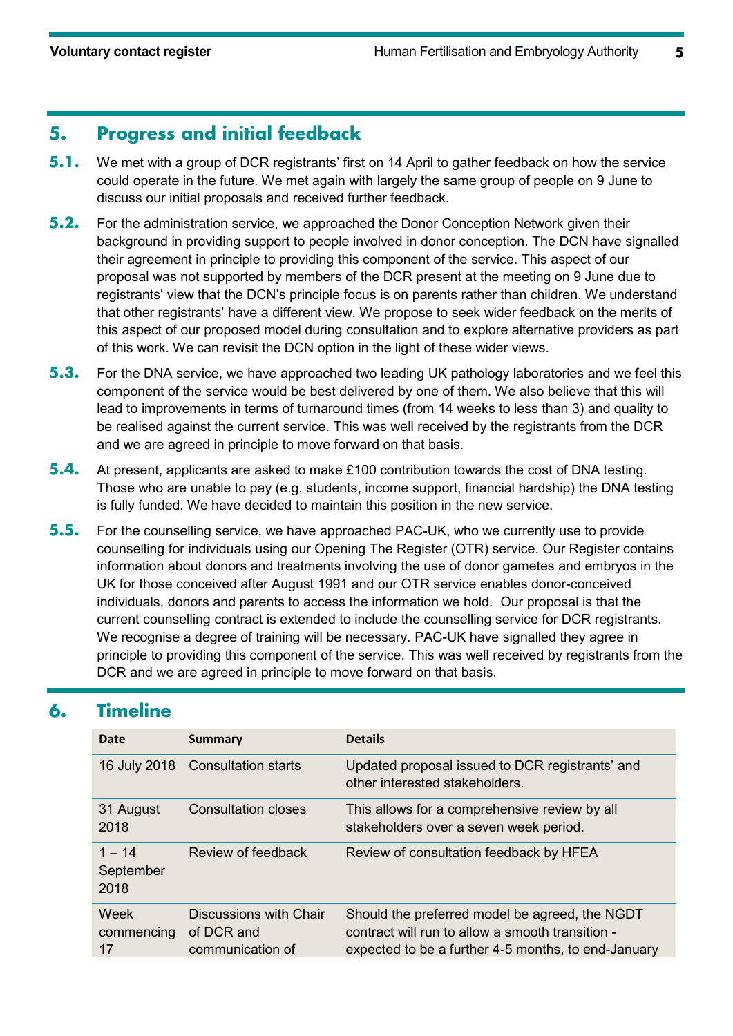## 5. Progress and initial feedback

**5.1.** We met with a group of DCR registrants' first on 14 April to gather feedback on how the service could operate in the future. We met again with largely the same group of people on 9 June to discuss our initial proposals and received further feedback.

**5.2.** For the administration service, we approached the Donor Conception Network given their background in providing support to people involved in donor conception. The DCN have signalled their agreement in principle to providing this component of the service. This aspect of our proposal was not supported by members of the DCR present at the meeting on 9 June due to registrants' view that the DCN's principle focus is on parents rather than children. We understand that other registrants' have a different view. We propose to seek wider feedback on the merits of this aspect of our proposed model during consultation and to explore alternative providers as part of this work. We can revisit the DCN option in the light of these wider views.

**5.3.** For the DNA service, we have approached two leading UK pathology laboratories and we feel this component of the service would be best delivered by one of them. We also believe that this will lead to improvements in terms of turnaround times (from 14 weeks to less than 3) and quality to be realised against the current service. This was well received by the registrants from the DCR and we are agreed in principle to move forward on that basis.

**5.4.** At present, applicants are asked to make £100 contribution towards the cost of DNA testing. Those who are unable to pay (e.g. students, income support, financial hardship) the DNA testing is fully funded. We have decided to maintain this position in the new service.

**5.5.** For the counselling service, we have approached PAC-UK, who we currently use to provide counselling for individuals using our Opening The Register (OTR) service. Our Register contains information about donors and treatments involving the use of donor gametes and embryos in the UK for those conceived after August 1991 and our OTR service enables donor-conceived individuals, donors and parents to access the information we hold. Our proposal is that the current counselling contract is extended to include the counselling service for DCR registrants. We recognise a degree of training will be necessary. PAC-UK have signalled they agree in principle to providing this component of the service. This was well received by registrants from the DCR and we are agreed in principle to move forward on that basis.

## 6. Timeline

| Date | Summary | Details |
|---|---|---|
| 16 July 2018 | Consultation starts | Updated proposal issued to DCR registrants' and other interested stakeholders. |
| 31 August 2018 | Consultation closes | This allows for a comprehensive review by all stakeholders over a seven week period. |
| 1 – 14 September 2018 | Review of feedback | Review of consultation feedback by HFEA |
| Week commencing 17 | Discussions with Chair of DCR and communication of | Should the preferred model be agreed, the NGDT contract will run to allow a smooth transition - expected to be a further 4-5 months, to end-January |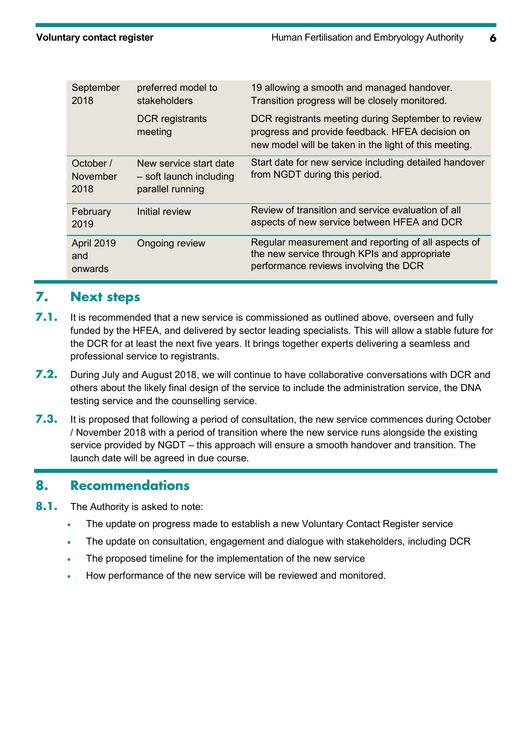| | | |
|---|---|---|
| September 2018 | preferred model to stakeholders | 19 allowing a smooth and managed handover. Transition progress will be closely monitored. |
| | DCR registrants meeting | DCR registrants meeting during September to review progress and provide feedback. HFEA decision on new model will be taken in the light of this meeting. |
| October / November 2018 | New service start date – soft launch including parallel running | Start date for new service including detailed handover from NGDT during this period. |
| February 2019 | Initial review | Review of transition and service evaluation of all aspects of new service between HFEA and DCR |
| April 2019 and onwards | Ongoing review | Regular measurement and reporting of all aspects of the new service through KPIs and appropriate performance reviews involving the DCR |

## 7. Next steps

**7.1.** It is recommended that a new service is commissioned as outlined above, overseen and fully funded by the HFEA, and delivered by sector leading specialists. This will allow a stable future for the DCR for at least the next five years. It brings together experts delivering a seamless and professional service to registrants.

**7.2.** During July and August 2018, we will continue to have collaborative conversations with DCR and others about the likely final design of the service to include the administration service, the DNA testing service and the counselling service.

**7.3.** It is proposed that following a period of consultation, the new service commences during October / November 2018 with a period of transition where the new service runs alongside the existing service provided by NGDT – this approach will ensure a smooth handover and transition. The launch date will be agreed in due course.

## 8. Recommendations

**8.1.** The Authority is asked to note:

- The update on progress made to establish a new Voluntary Contact Register service
- The update on consultation, engagement and dialogue with stakeholders, including DCR
- The proposed timeline for the implementation of the new service
- How performance of the new service will be reviewed and monitored.